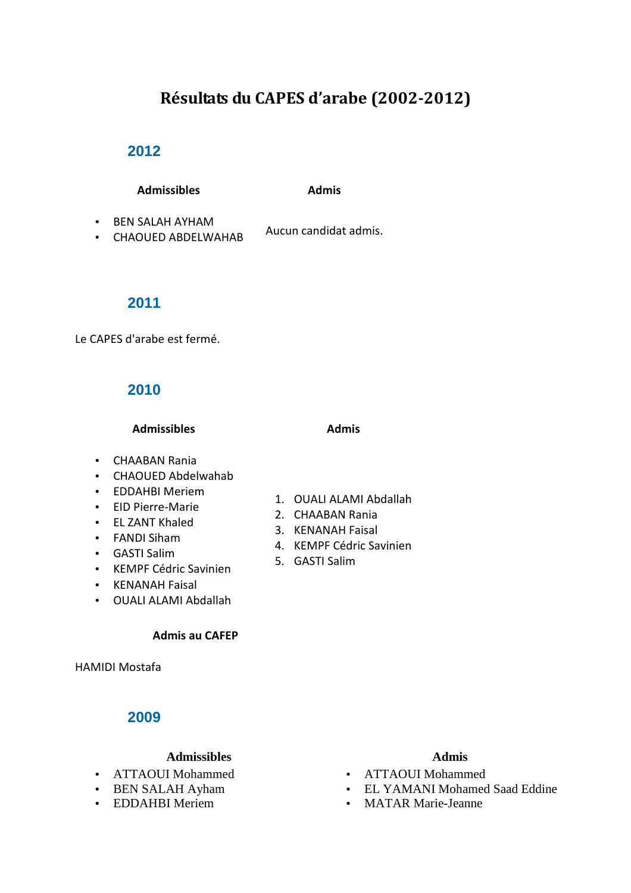# Résultats du CAPES d'arabe (2002-2012)

## 2012

**Admissibles**

- BEN SALAH AYHAM
- CHAOUED ABDELWAHAB

**Admis**

Aucun candidat admis.

## 2011

Le CAPES d'arabe est fermé.

## 2010

**Admissibles**

- CHAABAN Rania
- CHAOUED Abdelwahab
- EDDAHBI Meriem
- EID Pierre-Marie
- EL ZANT Khaled
- FANDI Siham
- GASTI Salim
- KEMPF Cédric Savinien
- KENANAH Faisal
- OUALI ALAMI Abdallah

**Admis**

1. OUALI ALAMI Abdallah
2. CHAABAN Rania
3. KENANAH Faisal
4. KEMPF Cédric Savinien
5. GASTI Salim

**Admis au CAFEP**

HAMIDI Mostafa

## 2009

**Admissibles**

- ATTAOUI Mohammed
- BEN SALAH Ayham
- EDDAHBI Meriem

**Admis**

- ATTAOUI Mohammed
- EL YAMANI Mohamed Saad Eddine
- MATAR Marie-Jeanne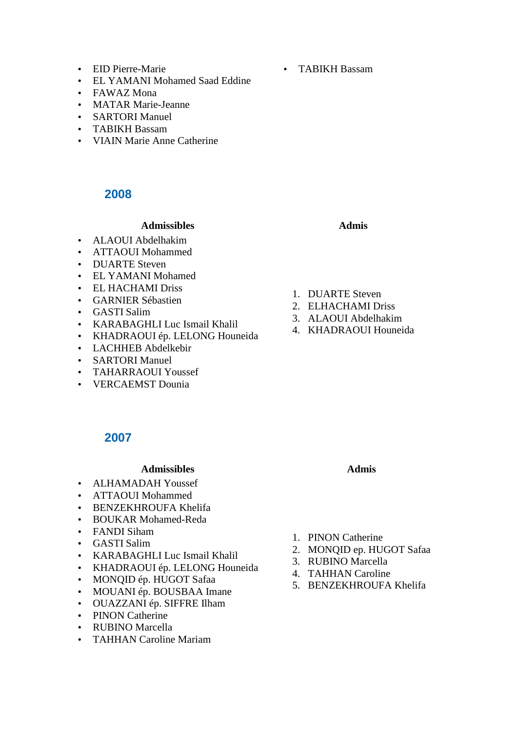- EID Pierre-Marie
- EL YAMANI Mohamed Saad Eddine
- FAWAZ Mona
- MATAR Marie-Jeanne
- SARTORI Manuel
- TABIKH Bassam
- VIAIN Marie Anne Catherine

- TABIKH Bassam

## 2008

**Admissibles**

- ALAOUI Abdelhakim
- ATTAOUI Mohammed
- DUARTE Steven
- EL YAMANI Mohamed
- EL HACHAMI Driss
- GARNIER Sébastien
- GASTI Salim
- KARABAGHLI Luc Ismail Khalil
- KHADRAOUI ép. LELONG Houneida
- LACHHEB Abdelkebir
- SARTORI Manuel
- TAHARRAOUI Youssef
- VERCAEMST Dounia

**Admis**

1. DUARTE Steven
2. ELHACHAMI Driss
3. ALAOUI Abdelhakim
4. KHADRAOUI Houneida

## 2007

**Admissibles**

- ALHAMADAH Youssef
- ATTAOUI Mohammed
- BENZEKHROUFA Khelifa
- BOUKAR Mohamed-Reda
- FANDI Siham
- GASTI Salim
- KARABAGHLI Luc Ismail Khalil
- KHADRAOUI ép. LELONG Houneida
- MONQID ép. HUGOT Safaa
- MOUANI ép. BOUSBAA Imane
- OUAZZANI ép. SIFFRE Ilham
- PINON Catherine
- RUBINO Marcella
- TAHHAN Caroline Mariam

**Admis**

1. PINON Catherine
2. MONQID ep. HUGOT Safaa
3. RUBINO Marcella
4. TAHHAN Caroline
5. BENZEKHROUFA Khelifa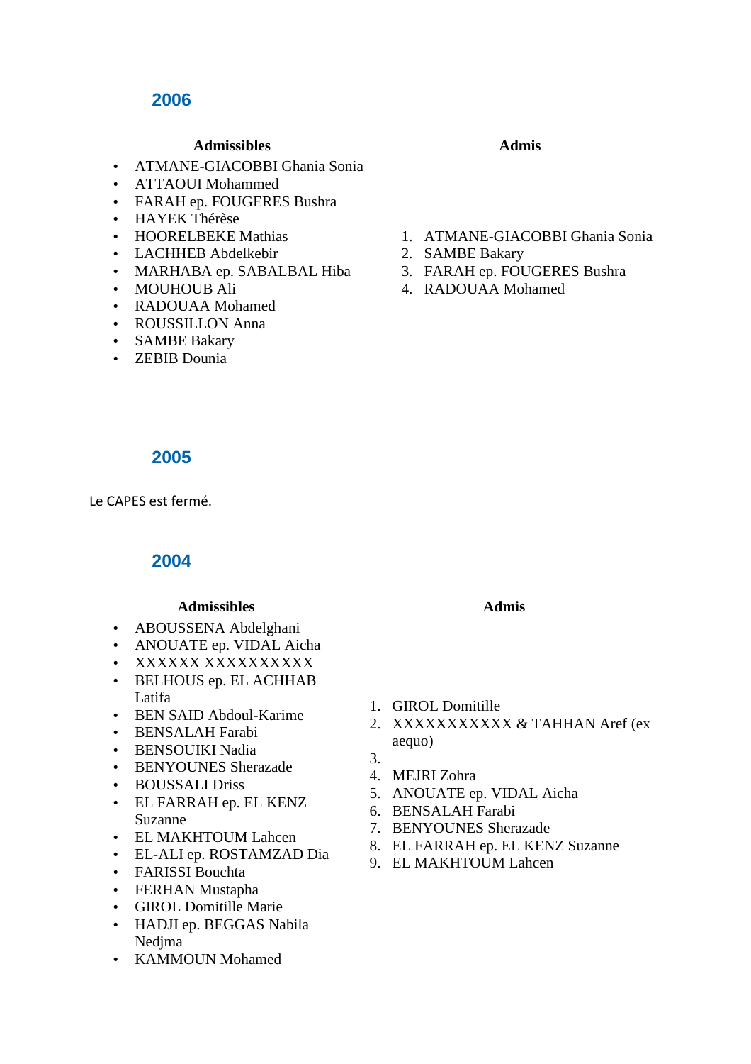## 2006

**Admissibles**

- ATMANE-GIACOBBI Ghania Sonia
- ATTAOUI Mohammed
- FARAH ep. FOUGERES Bushra
- HAYEK Thérèse
- HOORELBEKE Mathias
- LACHHEB Abdelkebir
- MARHABA ep. SABALBAL Hiba
- MOUHOUB Ali
- RADOUAA Mohamed
- ROUSSILLON Anna
- SAMBE Bakary
- ZEBIB Dounia

**Admis**

1. ATMANE-GIACOBBI Ghania Sonia
2. SAMBE Bakary
3. FARAH ep. FOUGERES Bushra
4. RADOUAA Mohamed

## 2005

Le CAPES est fermé.

## 2004

**Admissibles**

- ABOUSSENA Abdelghani
- ANOUATE ep. VIDAL Aicha
- XXXXXX XXXXXXXXXX
- BELHOUS ep. EL ACHHAB Latifa
- BEN SAID Abdoul-Karime
- BENSALAH Farabi
- BENSOUIKI Nadia
- BENYOUNES Sherazade
- BOUSSALI Driss
- EL FARRAH ep. EL KENZ Suzanne
- EL MAKHTOUM Lahcen
- EL-ALI ep. ROSTAMZAD Dia
- FARISSI Bouchta
- FERHAN Mustapha
- GIROL Domitille Marie
- HADJI ep. BEGGAS Nabila Nedjma
- KAMMOUN Mohamed

**Admis**

1. GIROL Domitille
2. XXXXXXXXXXX & TAHHAN Aref (ex aequo)
3. 
4. MEJRI Zohra
5. ANOUATE ep. VIDAL Aicha
6. BENSALAH Farabi
7. BENYOUNES Sherazade
8. EL FARRAH ep. EL KENZ Suzanne
9. EL MAKHTOUM Lahcen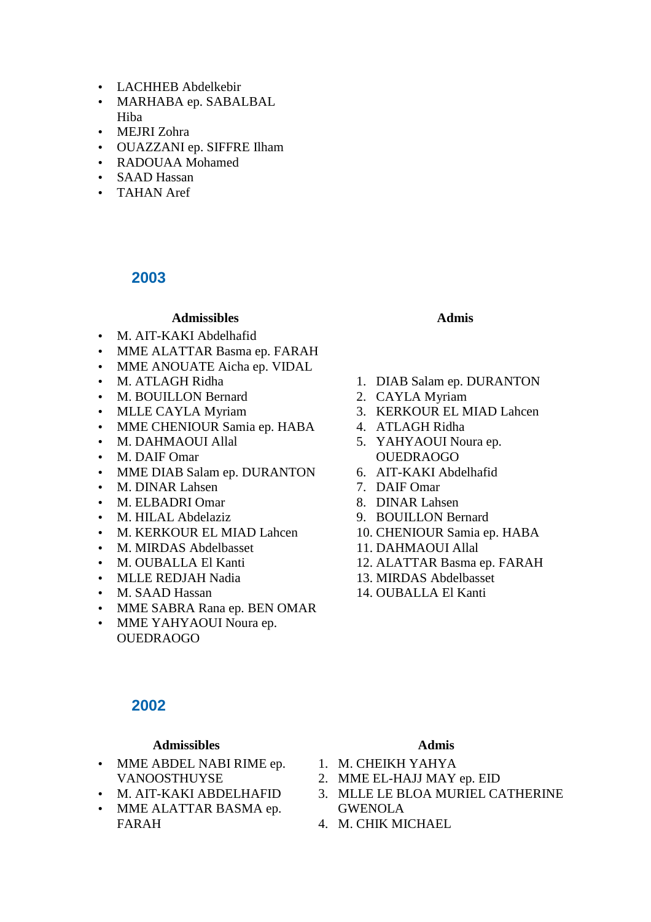- LACHHEB Abdelkebir
- MARHABA ep. SABALBAL Hiba
- MEJRI Zohra
- OUAZZANI ep. SIFFRE Ilham
- RADOUAA Mohamed
- SAAD Hassan
- TAHAN Aref

## 2003

**Admissibles**

- M. AIT-KAKI Abdelhafid
- MME ALATTAR Basma ep. FARAH
- MME ANOUATE Aicha ep. VIDAL
- M. ATLAGH Ridha
- M. BOUILLON Bernard
- MLLE CAYLA Myriam
- MME CHENIOUR Samia ep. HABA
- M. DAHMAOUI Allal
- M. DAIF Omar
- MME DIAB Salam ep. DURANTON
- M. DINAR Lahsen
- M. ELBADRI Omar
- M. HILAL Abdelaziz
- M. KERKOUR EL MIAD Lahcen
- M. MIRDAS Abdelbasset
- M. OUBALLA El Kanti
- MLLE REDJAH Nadia
- M. SAAD Hassan
- MME SABRA Rana ep. BEN OMAR
- MME YAHYAOUI Noura ep. OUEDRAOGO

**Admis**

1. DIAB Salam ep. DURANTON
2. CAYLA Myriam
3. KERKOUR EL MIAD Lahcen
4. ATLAGH Ridha
5. YAHYAOUI Noura ep. OUEDRAOGO
6. AIT-KAKI Abdelhafid
7. DAIF Omar
8. DINAR Lahsen
9. BOUILLON Bernard
10. CHENIOUR Samia ep. HABA
11. DAHMAOUI Allal
12. ALATTAR Basma ep. FARAH
13. MIRDAS Abdelbasset
14. OUBALLA El Kanti

## 2002

**Admissibles**

- MME ABDEL NABI RIME ep. VANOOSTHUYSE
- M. AIT-KAKI ABDELHAFID
- MME ALATTAR BASMA ep. FARAH

**Admis**

1. M. CHEIKH YAHYA
2. MME EL-HAJJ MAY ep. EID
3. MLLE LE BLOA MURIEL CATHERINE GWENOLA
4. M. CHIK MICHAEL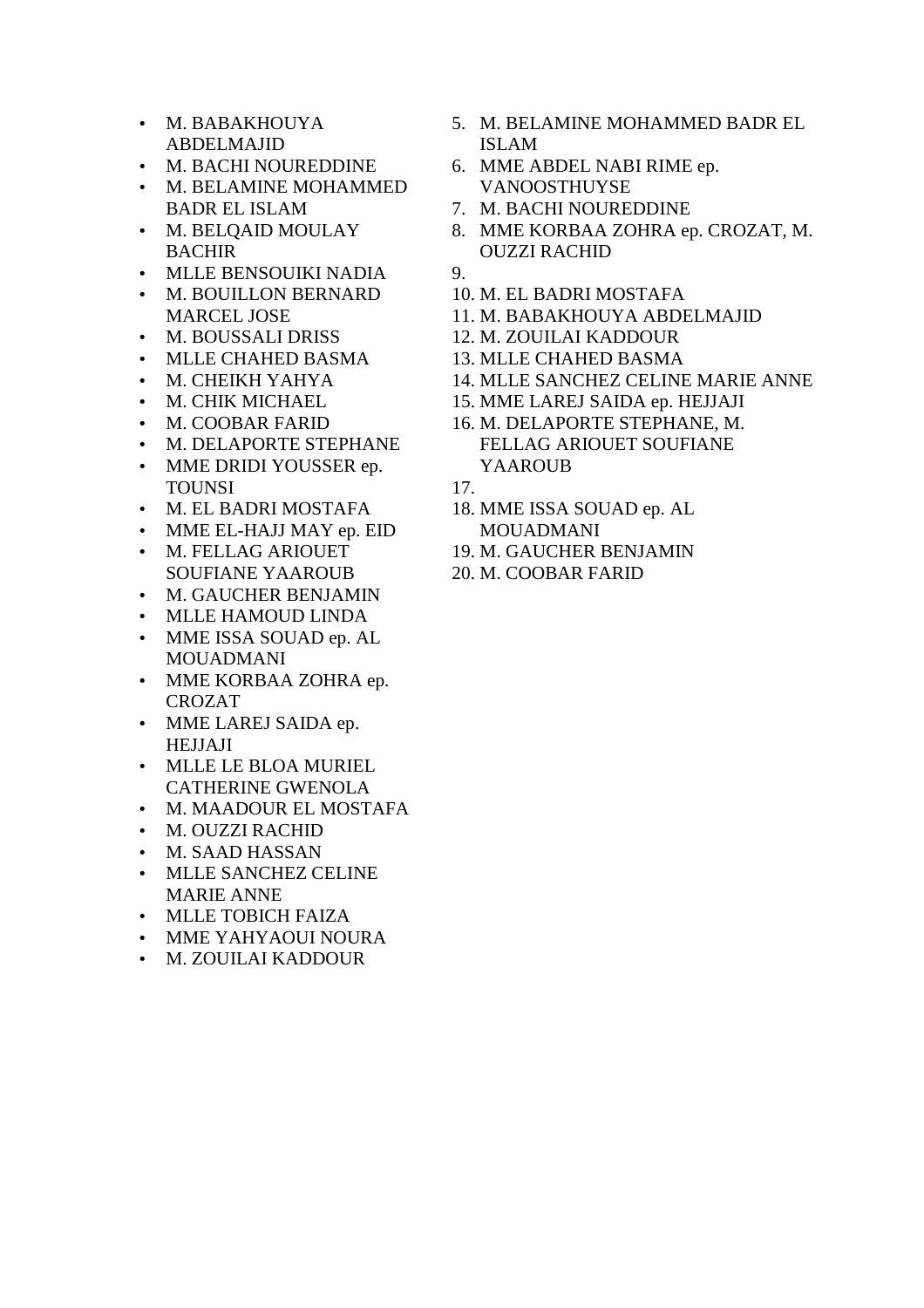- M. BABAKHOUYA ABDELMAJID
- M. BACHI NOUREDDINE
- M. BELAMINE MOHAMMED BADR EL ISLAM
- M. BELQAID MOULAY BACHIR
- MLLE BENSOUIKI NADIA
- M. BOUILLON BERNARD MARCEL JOSE
- M. BOUSSALI DRISS
- MLLE CHAHED BASMA
- M. CHEIKH YAHYA
- M. CHIK MICHAEL
- M. COOBAR FARID
- M. DELAPORTE STEPHANE
- MME DRIDI YOUSSER ep. TOUNSI
- M. EL BADRI MOSTAFA
- MME EL-HAJJ MAY ep. EID
- M. FELLAG ARIOUET SOUFIANE YAAROUB
- M. GAUCHER BENJAMIN
- MLLE HAMOUD LINDA
- MME ISSA SOUAD ep. AL MOUADMANI
- MME KORBAA ZOHRA ep. CROZAT
- MME LAREJ SAIDA ep. HEJJAJI
- MLLE LE BLOA MURIEL CATHERINE GWENOLA
- M. MAADOUR EL MOSTAFA
- M. OUZZI RACHID
- M. SAAD HASSAN
- MLLE SANCHEZ CELINE MARIE ANNE
- MLLE TOBICH FAIZA
- MME YAHYAOUI NOURA
- M. ZOUILAI KADDOUR

5. M. BELAMINE MOHAMMED BADR EL ISLAM
6. MME ABDEL NABI RIME ep. VANOOSTHUYSE
7. M. BACHI NOUREDDINE
8. MME KORBAA ZOHRA ep. CROZAT, M. OUZZI RACHID
9. 
10. M. EL BADRI MOSTAFA
11. M. BABAKHOUYA ABDELMAJID
12. M. ZOUILAI KADDOUR
13. MLLE CHAHED BASMA
14. MLLE SANCHEZ CELINE MARIE ANNE
15. MME LAREJ SAIDA ep. HEJJAJI
16. M. DELAPORTE STEPHANE, M. FELLAG ARIOUET SOUFIANE YAAROUB
17. 
18. MME ISSA SOUAD ep. AL MOUADMANI
19. M. GAUCHER BENJAMIN
20. M. COOBAR FARID